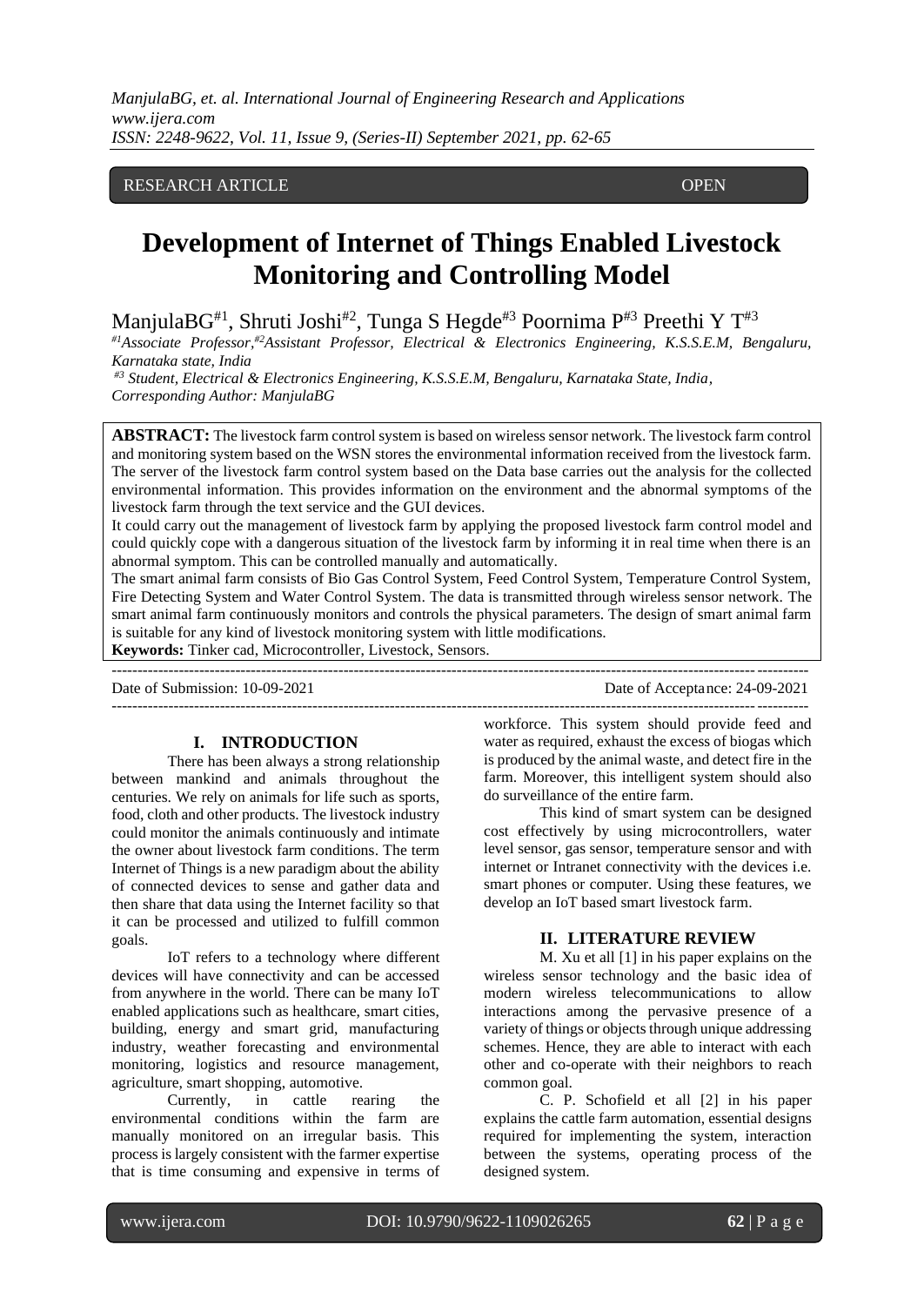RESEARCH ARTICLE OPEN

# Development of Internet of Things Enabled Livestock Monitoring and Controlling Model

ManjulaBG[#1], Shruti Joshi[#2], Tunga S Hegde[#3] Poornima P[#3] Preethi Y T[#3]

*[#1]Associate Professor,[#2]Assistant Professor, Electrical & Electronics Engineering, K.S.S.E.M, Bengaluru, Karnataka state, India*

*[#3] Student, Electrical & Electronics Engineering, K.S.S.E.M, Bengaluru, Karnataka State, India,*
*Corresponding Author: ManjulaBG*

**ABSTRACT:** The livestock farm control system is based on wireless sensor network. The livestock farm control and monitoring system based on the WSN stores the environmental information received from the livestock farm. The server of the livestock farm control system based on the Data base carries out the analysis for the collected environmental information. This provides information on the environment and the abnormal symptoms of the livestock farm through the text service and the GUI devices.

It could carry out the management of livestock farm by applying the proposed livestock farm control model and could quickly cope with a dangerous situation of the livestock farm by informing it in real time when there is an abnormal symptom. This can be controlled manually and automatically.

The smart animal farm consists of Bio Gas Control System, Feed Control System, Temperature Control System, Fire Detecting System and Water Control System. The data is transmitted through wireless sensor network. The smart animal farm continuously monitors and controls the physical parameters. The design of smart animal farm is suitable for any kind of livestock monitoring system with little modifications.

**Keywords:** Tinker cad, Microcontroller, Livestock, Sensors.

---

Date of Submission: 10-09-2021 Date of Acceptance: 24-09-2021

---

## I. INTRODUCTION

There has been always a strong relationship between mankind and animals throughout the centuries. We rely on animals for life such as sports, food, cloth and other products. The livestock industry could monitor the animals continuously and intimate the owner about livestock farm conditions. The term Internet of Things is a new paradigm about the ability of connected devices to sense and gather data and then share that data using the Internet facility so that it can be processed and utilized to fulfill common goals.

IoT refers to a technology where different devices will have connectivity and can be accessed from anywhere in the world. There can be many IoT enabled applications such as healthcare, smart cities, building, energy and smart grid, manufacturing industry, weather forecasting and environmental monitoring, logistics and resource management, agriculture, smart shopping, automotive.

Currently, in cattle rearing the environmental conditions within the farm are manually monitored on an irregular basis. This process is largely consistent with the farmer expertise that is time consuming and expensive in terms of workforce. This system should provide feed and water as required, exhaust the excess of biogas which is produced by the animal waste, and detect fire in the farm. Moreover, this intelligent system should also do surveillance of the entire farm.

This kind of smart system can be designed cost effectively by using microcontrollers, water level sensor, gas sensor, temperature sensor and with internet or Intranet connectivity with the devices i.e. smart phones or computer. Using these features, we develop an IoT based smart livestock farm.

## II. LITERATURE REVIEW

M. Xu et all [1] in his paper explains on the wireless sensor technology and the basic idea of modern wireless telecommunications to allow interactions among the pervasive presence of a variety of things or objects through unique addressing schemes. Hence, they are able to interact with each other and co-operate with their neighbors to reach common goal.

C. P. Schofield et all [2] in his paper explains the cattle farm automation, essential designs required for implementing the system, interaction between the systems, operating process of the designed system.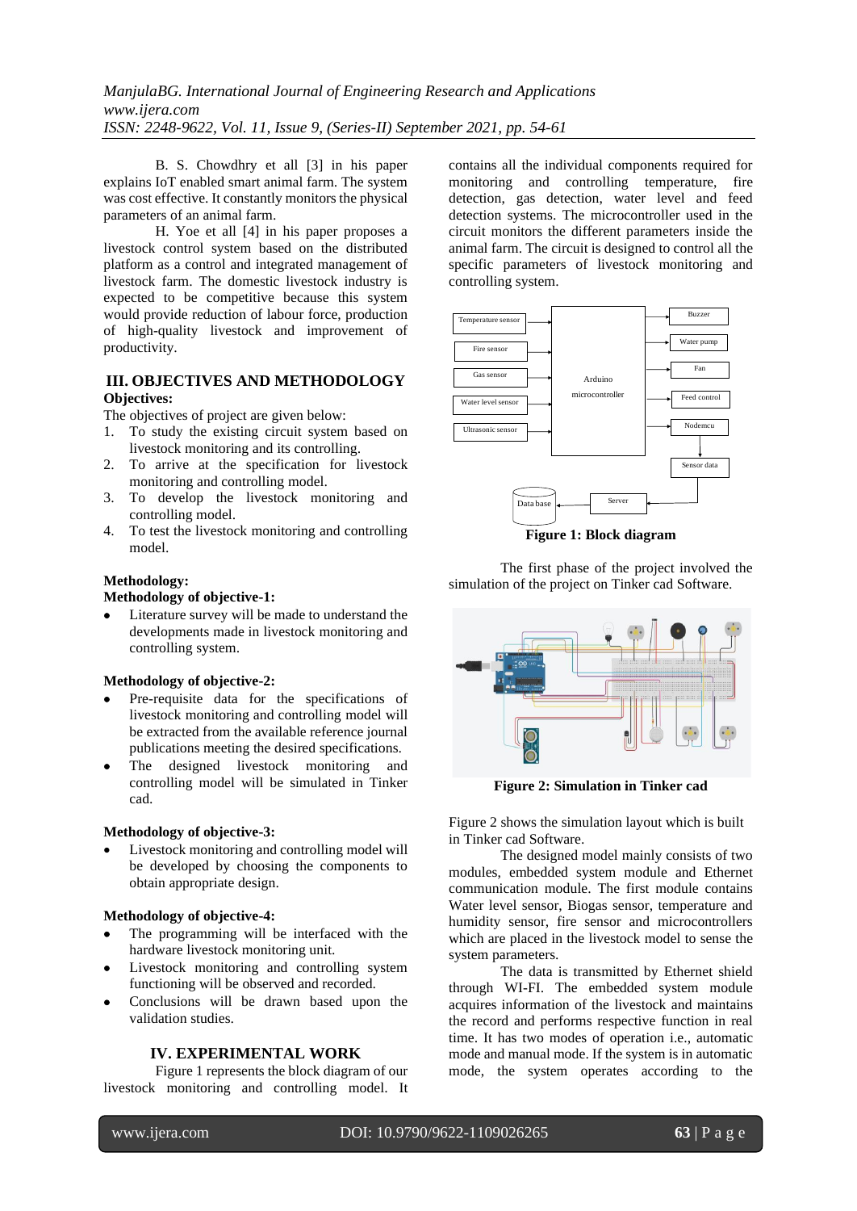B. S. Chowdhry et all [3] in his paper explains IoT enabled smart animal farm. The system was cost effective. It constantly monitors the physical parameters of an animal farm.

H. Yoe et all [4] in his paper proposes a livestock control system based on the distributed platform as a control and integrated management of livestock farm. The domestic livestock industry is expected to be competitive because this system would provide reduction of labour force, production of high-quality livestock and improvement of productivity.

## III. OBJECTIVES AND METHODOLOGY

**Objectives:**

The objectives of project are given below:

1. To study the existing circuit system based on livestock monitoring and its controlling.
2. To arrive at the specification for livestock monitoring and controlling model.
3. To develop the livestock monitoring and controlling model.
4. To test the livestock monitoring and controlling model.

**Methodology:**

**Methodology of objective-1:**

- Literature survey will be made to understand the developments made in livestock monitoring and controlling system.

**Methodology of objective-2:**

- Pre-requisite data for the specifications of livestock monitoring and controlling model will be extracted from the available reference journal publications meeting the desired specifications.
- The designed livestock monitoring and controlling model will be simulated in Tinker cad.

**Methodology of objective-3:**

- Livestock monitoring and controlling model will be developed by choosing the components to obtain appropriate design.

**Methodology of objective-4:**

- The programming will be interfaced with the hardware livestock monitoring unit.
- Livestock monitoring and controlling system functioning will be observed and recorded.
- Conclusions will be drawn based upon the validation studies.

## IV. EXPERIMENTAL WORK

Figure 1 represents the block diagram of our livestock monitoring and controlling model. It contains all the individual components required for monitoring and controlling temperature, fire detection, gas detection, water level and feed detection systems. The microcontroller used in the circuit monitors the different parameters inside the animal farm. The circuit is designed to control all the specific parameters of livestock monitoring and controlling system.

**Figure 1: Block diagram**

The first phase of the project involved the simulation of the project on Tinker cad Software.

**Figure 2: Simulation in Tinker cad**

Figure 2 shows the simulation layout which is built in Tinker cad Software.

The designed model mainly consists of two modules, embedded system module and Ethernet communication module. The first module contains Water level sensor, Biogas sensor, temperature and humidity sensor, fire sensor and microcontrollers which are placed in the livestock model to sense the system parameters.

The data is transmitted by Ethernet shield through WI-FI. The embedded system module acquires information of the livestock and maintains the record and performs respective function in real time. It has two modes of operation i.e., automatic mode and manual mode. If the system is in automatic mode, the system operates according to the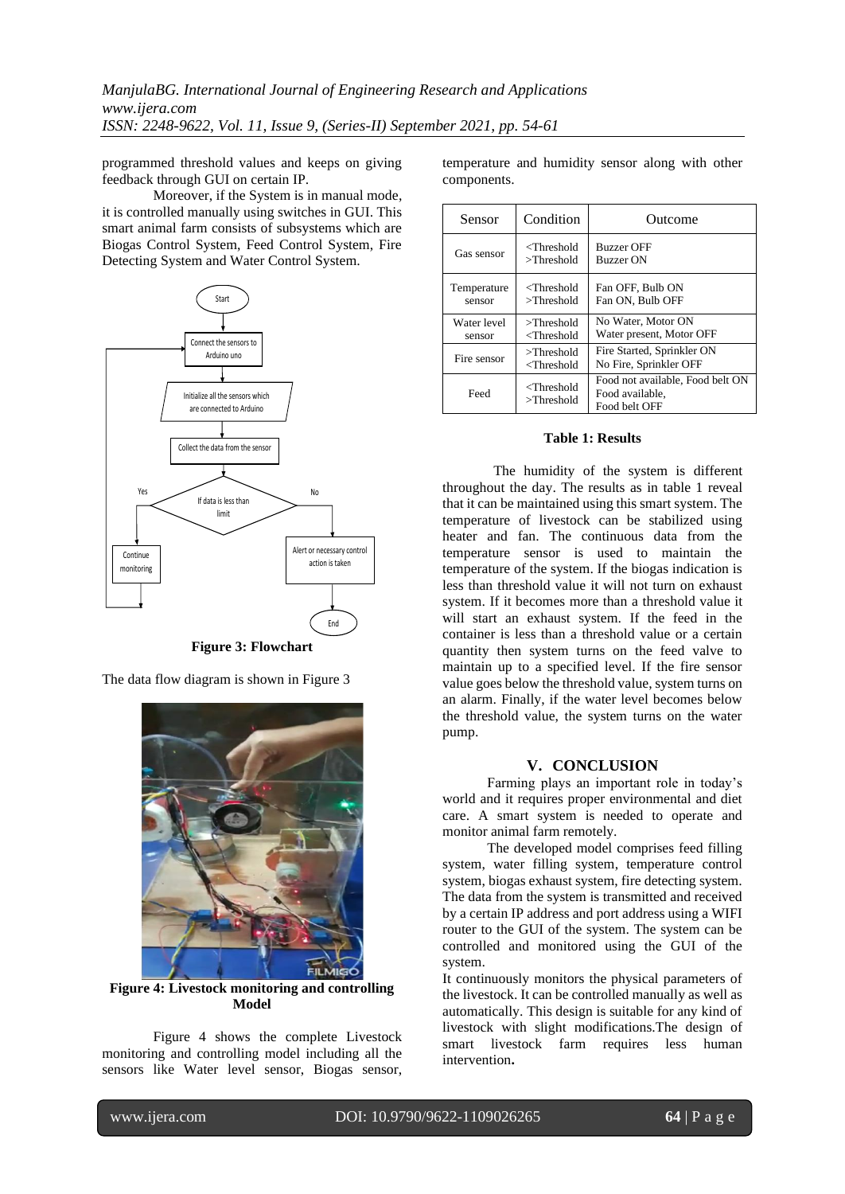programmed threshold values and keeps on giving feedback through GUI on certain IP.

Moreover, if the System is in manual mode, it is controlled manually using switches in GUI. This smart animal farm consists of subsystems which are Biogas Control System, Feed Control System, Fire Detecting System and Water Control System.

**Figure 3: Flowchart**

The data flow diagram is shown in Figure 3

**Figure 4: Livestock monitoring and controlling Model**

Figure 4 shows the complete Livestock monitoring and controlling model including all the sensors like Water level sensor, Biogas sensor, temperature and humidity sensor along with other components.

| Sensor | Condition | Outcome |
|---|---|---|
| Gas sensor | <Threshold<br>>Threshold | Buzzer OFF<br>Buzzer ON |
| Temperature sensor | <Threshold<br>>Threshold | Fan OFF, Bulb ON<br>Fan ON, Bulb OFF |
| Water level sensor | >Threshold<br><Threshold | No Water, Motor ON<br>Water present, Motor OFF |
| Fire sensor | >Threshold<br><Threshold | Fire Started, Sprinkler ON<br>No Fire, Sprinkler OFF |
| Feed | <Threshold<br>>Threshold | Food not available, Food belt ON<br>Food available,<br>Food belt OFF |

**Table 1: Results**

The humidity of the system is different throughout the day. The results as in table 1 reveal that it can be maintained using this smart system. The temperature of livestock can be stabilized using heater and fan. The continuous data from the temperature sensor is used to maintain the temperature of the system. If the biogas indication is less than threshold value it will not turn on exhaust system. If it becomes more than a threshold value it will start an exhaust system. If the feed in the container is less than a threshold value or a certain quantity then system turns on the feed valve to maintain up to a specified level. If the fire sensor value goes below the threshold value, system turns on an alarm. Finally, if the water level becomes below the threshold value, the system turns on the water pump.

## V. CONCLUSION

Farming plays an important role in today's world and it requires proper environmental and diet care. A smart system is needed to operate and monitor animal farm remotely.

The developed model comprises feed filling system, water filling system, temperature control system, biogas exhaust system, fire detecting system. The data from the system is transmitted and received by a certain IP address and port address using a WIFI router to the GUI of the system. The system can be controlled and monitored using the GUI of the system.

It continuously monitors the physical parameters of the livestock. It can be controlled manually as well as automatically. This design is suitable for any kind of livestock with slight modifications.The design of smart livestock farm requires less human intervention**.**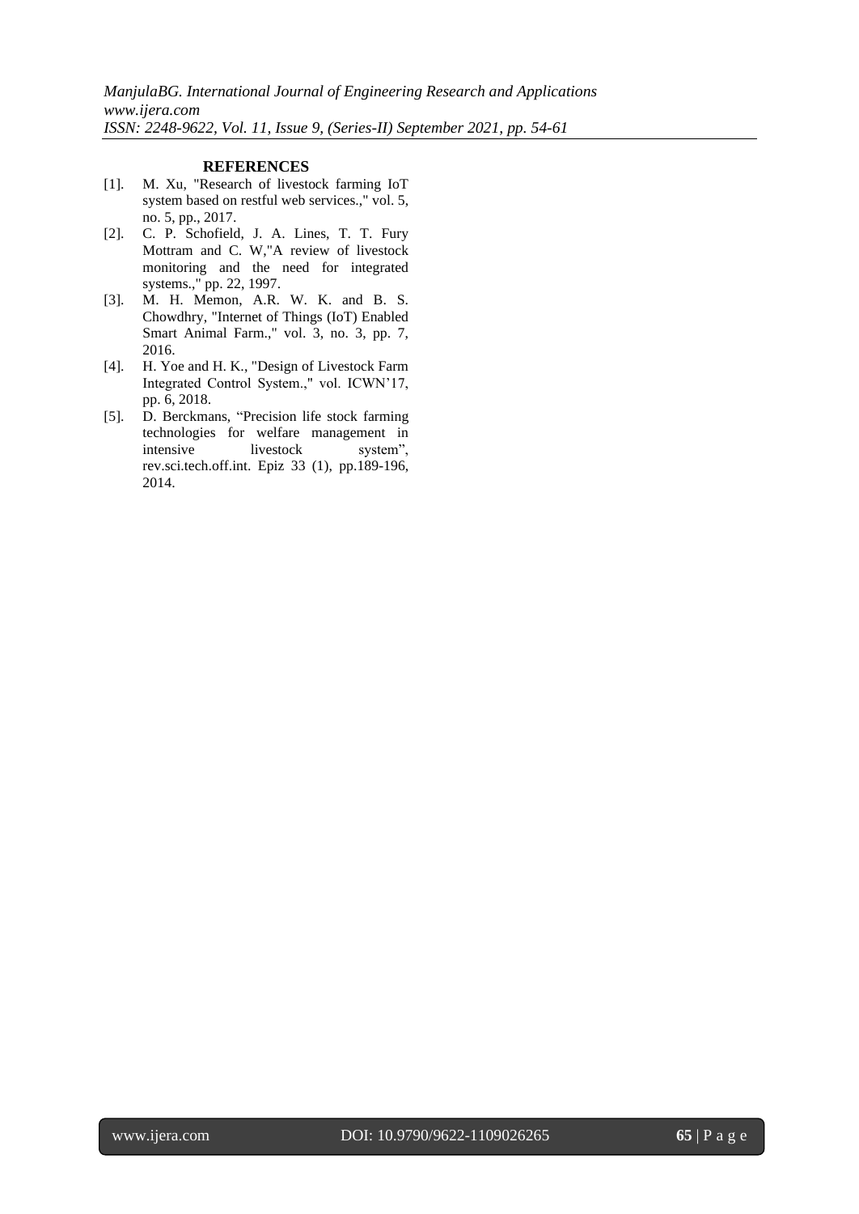## REFERENCES

[1]. M. Xu, "Research of livestock farming IoT system based on restful web services.," vol. 5, no. 5, pp., 2017.

[2]. C. P. Schofield, J. A. Lines, T. T. Fury Mottram and C. W,"A review of livestock monitoring and the need for integrated systems.," pp. 22, 1997.

[3]. M. H. Memon, A.R. W. K. and B. S. Chowdhry, "Internet of Things (IoT) Enabled Smart Animal Farm.," vol. 3, no. 3, pp. 7, 2016.

[4]. H. Yoe and H. K., "Design of Livestock Farm Integrated Control System.," vol. ICWN'17, pp. 6, 2018.

[5]. D. Berckmans, "Precision life stock farming technologies for welfare management in intensive livestock system", rev.sci.tech.off.int. Epiz 33 (1), pp.189-196, 2014.